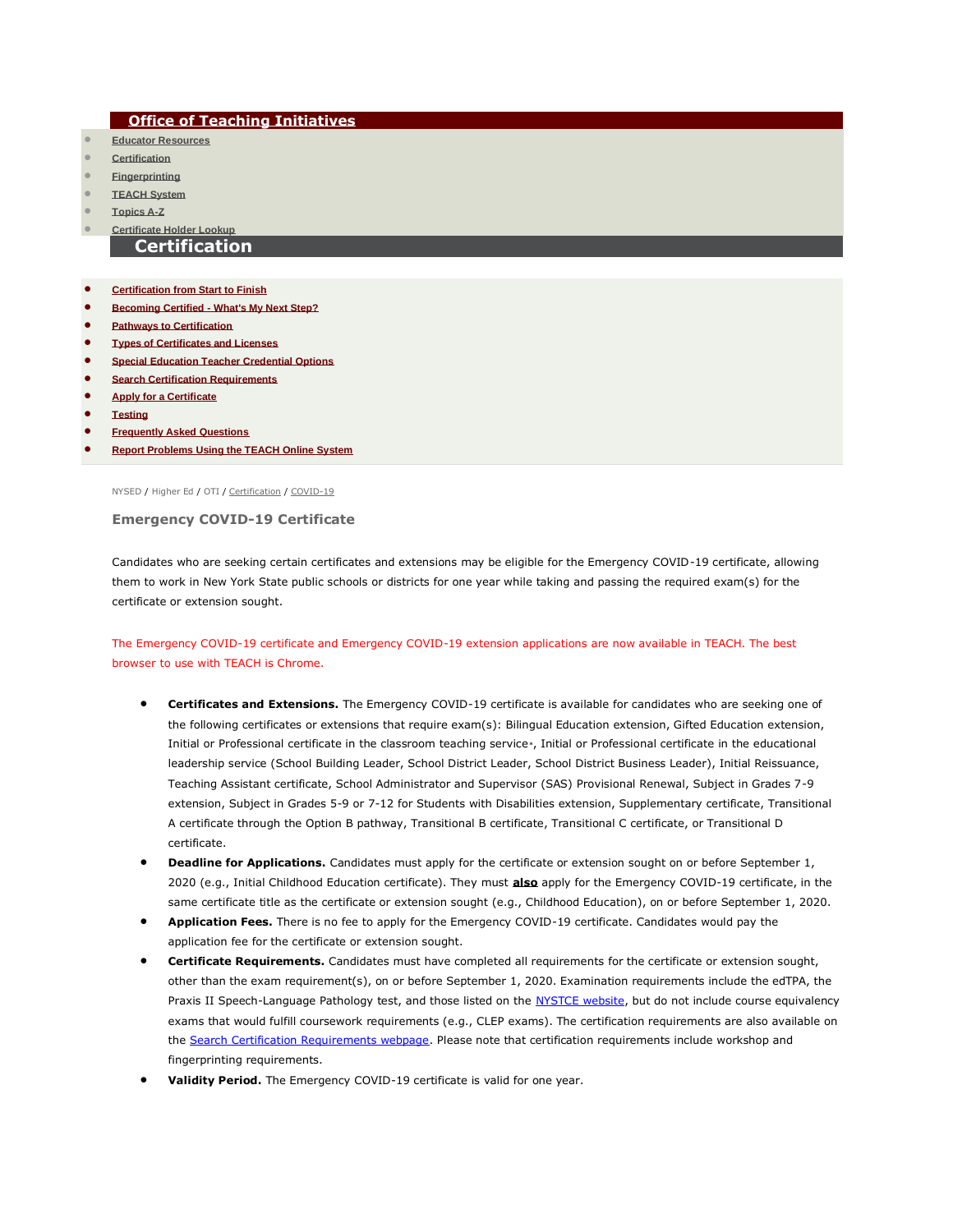## Office of Teaching Initiatives

- Educator Resources
- Certification
- Fingerprinting
- TEACH System
- Topics A-Z
- Certificate Holder Lookup

## Certification

- Certification from Start to Finish
- Becoming Certified - What's My Next Step?
- Pathways to Certification
- Types of Certificates and Licenses
- Special Education Teacher Credential Options
- Search Certification Requirements
- Apply for a Certificate
- Testing
- Frequently Asked Questions
- Report Problems Using the TEACH Online System

NYSED / Higher Ed / OTI / Certification / COVID-19

### Emergency COVID-19 Certificate

Candidates who are seeking certain certificates and extensions may be eligible for the Emergency COVID-19 certificate, allowing them to work in New York State public schools or districts for one year while taking and passing the required exam(s) for the certificate or extension sought.

The Emergency COVID-19 certificate and Emergency COVID-19 extension applications are now available in TEACH. The best browser to use with TEACH is Chrome.

- **Certificates and Extensions.** The Emergency COVID-19 certificate is available for candidates who are seeking one of the following certificates or extensions that require exam(s): Bilingual Education extension, Gifted Education extension, Initial or Professional certificate in the classroom teaching service*, Initial or Professional certificate in the educational leadership service (School Building Leader, School District Leader, School District Business Leader), Initial Reissuance, Teaching Assistant certificate, School Administrator and Supervisor (SAS) Provisional Renewal, Subject in Grades 7-9 extension, Subject in Grades 5-9 or 7-12 for Students with Disabilities extension, Supplementary certificate, Transitional A certificate through the Option B pathway, Transitional B certificate, Transitional C certificate, or Transitional D certificate.
- **Deadline for Applications.** Candidates must apply for the certificate or extension sought on or before September 1, 2020 (e.g., Initial Childhood Education certificate). They must **also** apply for the Emergency COVID-19 certificate, in the same certificate title as the certificate or extension sought (e.g., Childhood Education), on or before September 1, 2020.
- **Application Fees.** There is no fee to apply for the Emergency COVID-19 certificate. Candidates would pay the application fee for the certificate or extension sought.
- **Certificate Requirements.** Candidates must have completed all requirements for the certificate or extension sought, other than the exam requirement(s), on or before September 1, 2020. Examination requirements include the edTPA, the Praxis II Speech-Language Pathology test, and those listed on the NYSTCE website, but do not include course equivalency exams that would fulfill coursework requirements (e.g., CLEP exams). The certification requirements are also available on the Search Certification Requirements webpage. Please note that certification requirements include workshop and fingerprinting requirements.
- **Validity Period.** The Emergency COVID-19 certificate is valid for one year.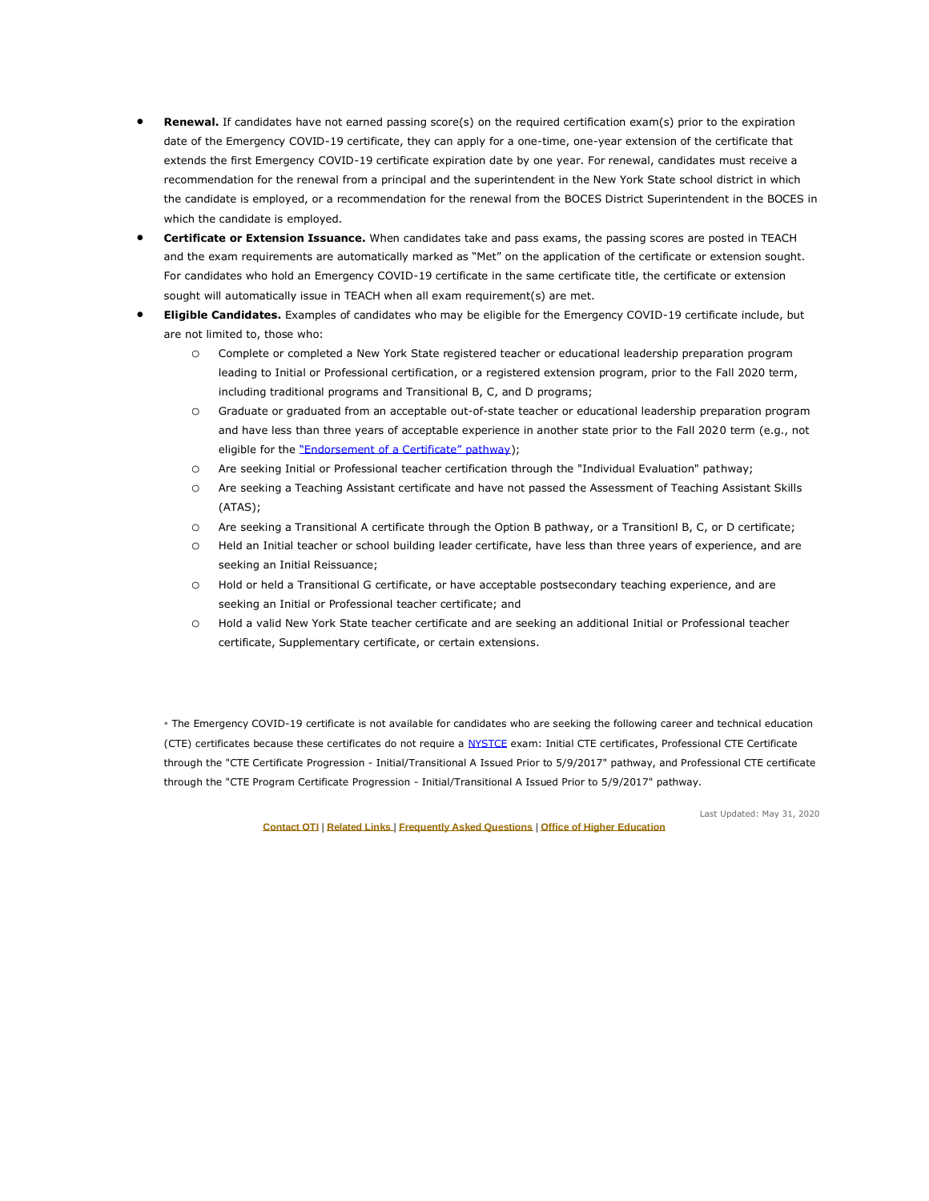- **Renewal.** If candidates have not earned passing score(s) on the required certification exam(s) prior to the expiration date of the Emergency COVID-19 certificate, they can apply for a one-time, one-year extension of the certificate that extends the first Emergency COVID-19 certificate expiration date by one year. For renewal, candidates must receive a recommendation for the renewal from a principal and the superintendent in the New York State school district in which the candidate is employed, or a recommendation for the renewal from the BOCES District Superintendent in the BOCES in which the candidate is employed.
- **Certificate or Extension Issuance.** When candidates take and pass exams, the passing scores are posted in TEACH and the exam requirements are automatically marked as "Met" on the application of the certificate or extension sought. For candidates who hold an Emergency COVID-19 certificate in the same certificate title, the certificate or extension sought will automatically issue in TEACH when all exam requirement(s) are met.
- **Eligible Candidates.** Examples of candidates who may be eligible for the Emergency COVID-19 certificate include, but are not limited to, those who:
  - Complete or completed a New York State registered teacher or educational leadership preparation program leading to Initial or Professional certification, or a registered extension program, prior to the Fall 2020 term, including traditional programs and Transitional B, C, and D programs;
  - Graduate or graduated from an acceptable out-of-state teacher or educational leadership preparation program and have less than three years of acceptable experience in another state prior to the Fall 2020 term (e.g., not eligible for the "Endorsement of a Certificate" pathway);
  - Are seeking Initial or Professional teacher certification through the "Individual Evaluation" pathway;
  - Are seeking a Teaching Assistant certificate and have not passed the Assessment of Teaching Assistant Skills (ATAS);
  - Are seeking a Transitional A certificate through the Option B pathway, or a Transitionl B, C, or D certificate;
  - Held an Initial teacher or school building leader certificate, have less than three years of experience, and are seeking an Initial Reissuance;
  - Hold or held a Transitional G certificate, or have acceptable postsecondary teaching experience, and are seeking an Initial or Professional teacher certificate; and
  - Hold a valid New York State teacher certificate and are seeking an additional Initial or Professional teacher certificate, Supplementary certificate, or certain extensions.

* The Emergency COVID-19 certificate is not available for candidates who are seeking the following career and technical education (CTE) certificates because these certificates do not require a NYSTCE exam: Initial CTE certificates, Professional CTE Certificate through the "CTE Certificate Progression - Initial/Transitional A Issued Prior to 5/9/2017" pathway, and Professional CTE certificate through the "CTE Program Certificate Progression - Initial/Transitional A Issued Prior to 5/9/2017" pathway.

Last Updated: May 31, 2020

Contact OTI | Related Links | Frequently Asked Questions | Office of Higher Education